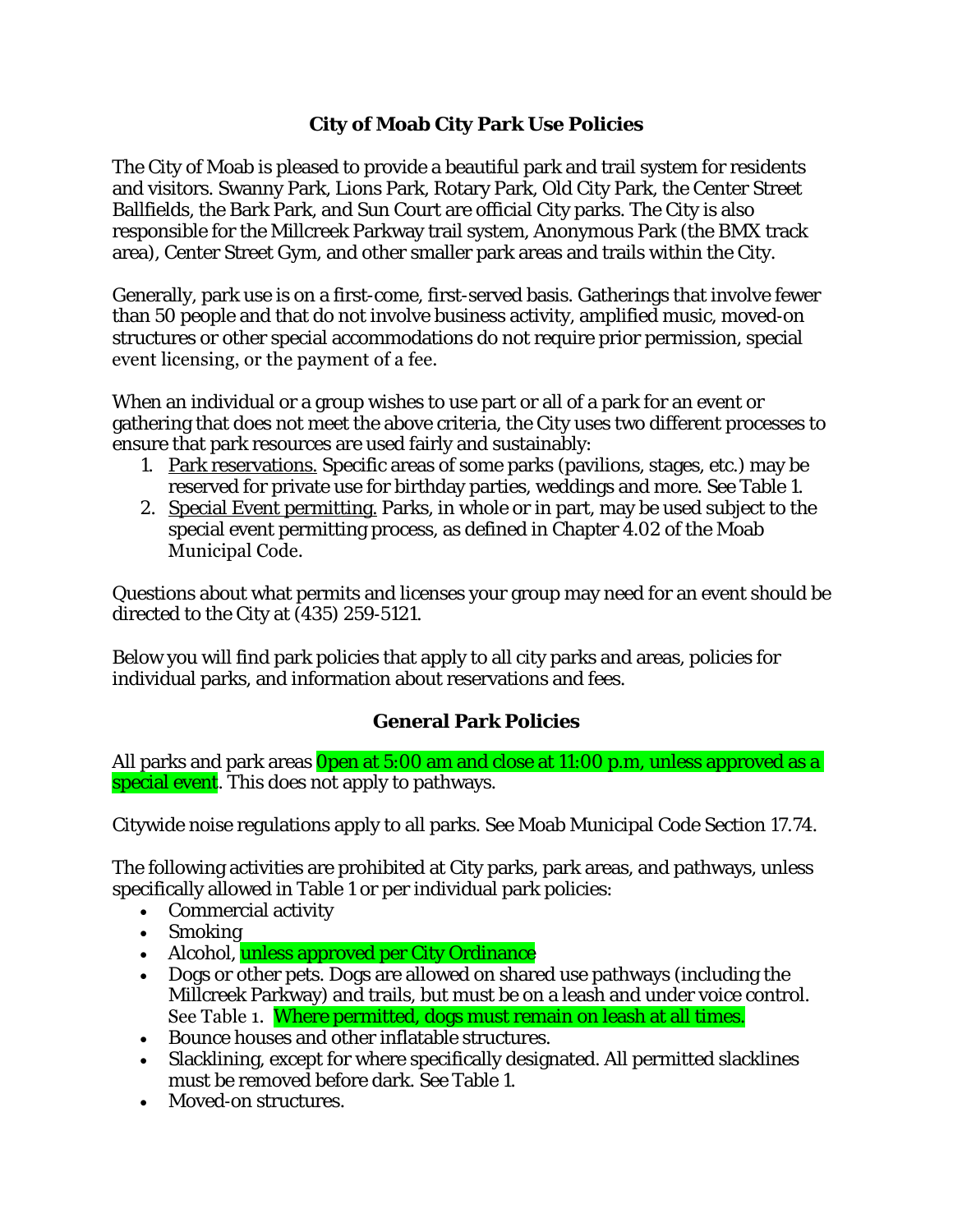# City of Moab City Park Use Policies

The City of Moab is pleased to provide a beautiful park and trail system for residents and visitors. Swanny Park, Lions Park, Rotary Park, Old City Park, the Center Street Ballfields, the Bark Park, and Sun Court are official City parks. The City is also responsible for the Millcreek Parkway trail system, Anonymous Park (the BMX track area), Center Street Gym, and other smaller park areas and trails within the City.

Generally, park use is on a first-come, first-served basis. Gatherings that involve fewer than 50 people and that do not involve business activity, amplified music, moved-on structures or other special accommodations do not require prior permission, special event licensing, or the payment of a fee.

When an individual or a group wishes to use part or all of a park for an event or gathering that does not meet the above criteria, the City uses two different processes to ensure that park resources are used fairly and sustainably:

1. Park reservations. Specific areas of some parks (pavilions, stages, etc.) may be reserved for private use for birthday parties, weddings and more. See Table 1.
2. Special Event permitting. Parks, in whole or in part, may be used subject to the special event permitting process, as defined in Chapter 4.02 of the Moab Municipal Code.

Questions about what permits and licenses your group may need for an event should be directed to the City at (435) 259-5121.

Below you will find park policies that apply to all city parks and areas, policies for individual parks, and information about reservations and fees.

## General Park Policies

All parks and park areas 0pen at 5:00 am and close at 11:00 p.m, unless approved as a special event. This does not apply to pathways.

Citywide noise regulations apply to all parks. See Moab Municipal Code Section 17.74.

The following activities are prohibited at City parks, park areas, and pathways, unless specifically allowed in Table 1 or per individual park policies:

- Commercial activity
- Smoking
- Alcohol, unless approved per City Ordinance
- Dogs or other pets. Dogs are allowed on shared use pathways (including the Millcreek Parkway) and trails, but must be on a leash and under voice control. See Table 1. Where permitted, dogs must remain on leash at all times.
- Bounce houses and other inflatable structures.
- Slacklining, except for where specifically designated. All permitted slacklines must be removed before dark. See Table 1.
- Moved-on structures.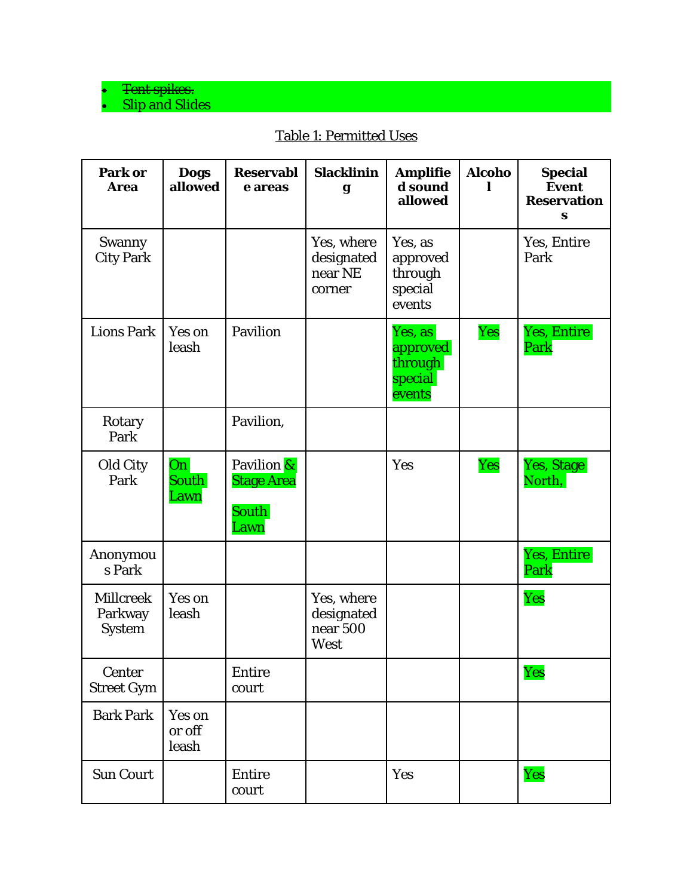- ~~Tent spikes.~~
- Slip and Slides

Table 1: Permitted Uses

| Park or Area | Dogs allowed | Reservable areas | Slacklining | Amplified sound allowed | Alcohol | Special Event Reservations |
|---|---|---|---|---|---|---|
| Swanny City Park | | | Yes, where designated near NE corner | Yes, as approved through special events | | Yes, Entire Park |
| Lions Park | Yes on leash | Pavilion | | Yes, as approved through special events | Yes | Yes, Entire Park |
| Rotary Park | | Pavilion, | | | | |
| Old City Park | On South Lawn | Pavilion & Stage Area<br><br>South Lawn | | Yes | Yes | Yes, Stage North, |
| Anonymous Park | | | | | | Yes, Entire Park |
| Millcreek Parkway System | Yes on leash | | Yes, where designated near 500 West | | | Yes |
| Center Street Gym | | Entire court | | | | Yes |
| Bark Park | Yes on or off leash | | | | | |
| Sun Court | | Entire court | | Yes | | Yes |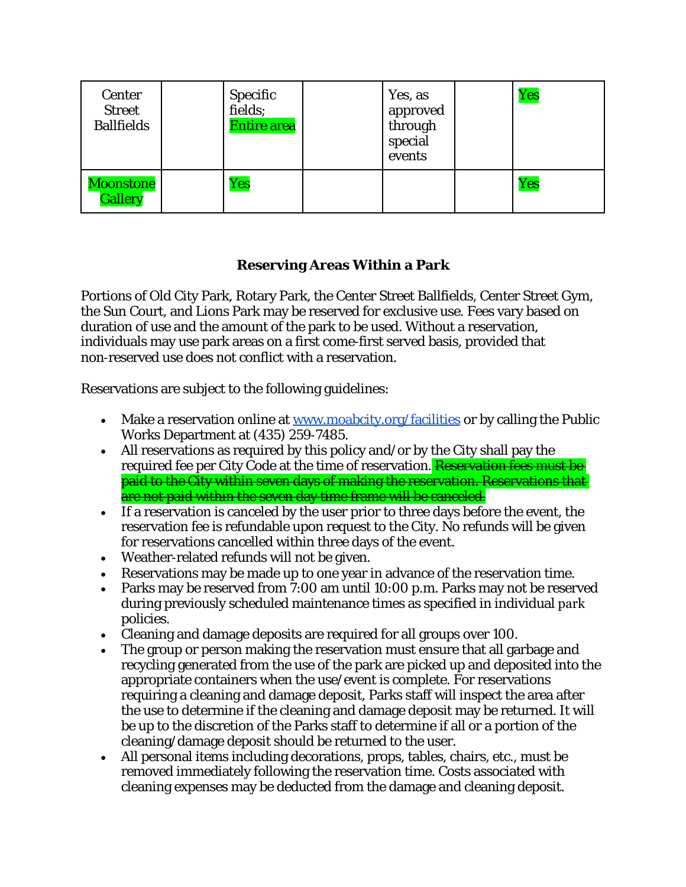| | | | | | | |
|---|---|---|---|---|---|---|
| Center Street Ballfields | | Specific fields; Entire area | | Yes, as approved through special events | | Yes |
| Moonstone Gallery | | Yes | | | | Yes |

## Reserving Areas Within a Park

Portions of Old City Park, Rotary Park, the Center Street Ballfields, Center Street Gym, the Sun Court, and Lions Park may be reserved for exclusive use. Fees vary based on duration of use and the amount of the park to be used. Without a reservation, individuals may use park areas on a first come-first served basis, provided that non-reserved use does not conflict with a reservation.

Reservations are subject to the following guidelines:

- Make a reservation online at www.moabcity.org/facilities or by calling the Public Works Department at (435) 259-7485.
- All reservations as required by this policy and/or by the City shall pay the required fee per City Code at the time of reservation. ~~Reservation fees must be paid to the City within seven days of making the reservation. Reservations that are not paid within the seven-day time frame will be canceled.~~
- If a reservation is canceled by the user prior to three days before the event, the reservation fee is refundable upon request to the City. No refunds will be given for reservations cancelled within three days of the event.
- Weather-related refunds will not be given.
- Reservations may be made up to one year in advance of the reservation time.
- Parks may be reserved from 7:00 am until 10:00 p.m. Parks may not be reserved during previously scheduled maintenance times as specified in individual park policies.
- Cleaning and damage deposits are required for all groups over 100.
- The group or person making the reservation must ensure that all garbage and recycling generated from the use of the park are picked up and deposited into the appropriate containers when the use/event is complete. For reservations requiring a cleaning and damage deposit, Parks staff will inspect the area after the use to determine if the cleaning and damage deposit may be returned. It will be up to the discretion of the Parks staff to determine if all or a portion of the cleaning/damage deposit should be returned to the user.
- All personal items including decorations, props, tables, chairs, etc., must be removed immediately following the reservation time. Costs associated with cleaning expenses may be deducted from the damage and cleaning deposit.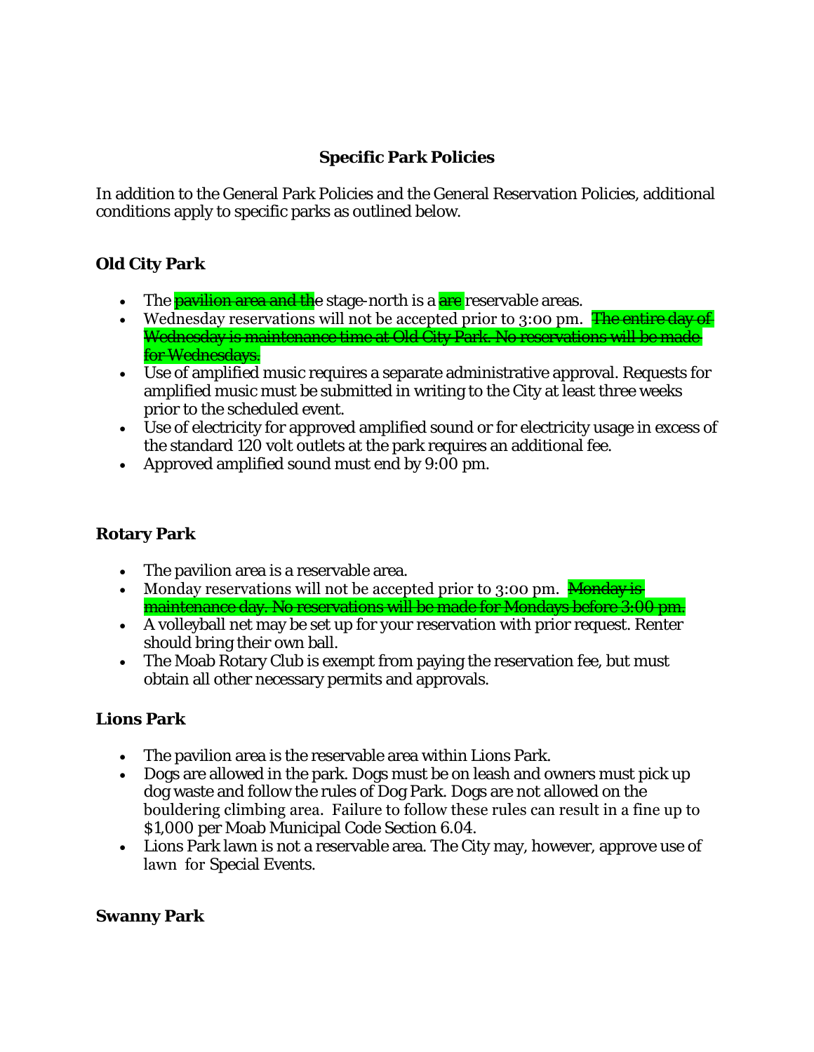## Specific Park Policies

In addition to the General Park Policies and the General Reservation Policies, additional conditions apply to specific parks as outlined below.

### Old City Park

- The ~~pavilion area and th~~e stage-north is a ~~are~~ reservable areas.
- Wednesday reservations will not be accepted prior to 3:00 pm. ~~The entire day of Wednesday is maintenance time at Old City Park. No reservations will be made for Wednesdays.~~
- Use of amplified music requires a separate administrative approval. Requests for amplified music must be submitted in writing to the City at least three weeks prior to the scheduled event.
- Use of electricity for approved amplified sound or for electricity usage in excess of the standard 120 volt outlets at the park requires an additional fee.
- Approved amplified sound must end by 9:00 pm.

### Rotary Park

- The pavilion area is a reservable area.
- Monday reservations will not be accepted prior to 3:00 pm. ~~Monday is maintenance day. No reservations will be made for Mondays before 3:00 pm.~~
- A volleyball net may be set up for your reservation with prior request. Renter should bring their own ball.
- The Moab Rotary Club is exempt from paying the reservation fee, but must obtain all other necessary permits and approvals.

### Lions Park

- The pavilion area is the reservable area within Lions Park.
- Dogs are allowed in the park. Dogs must be on leash and owners must pick up dog waste and follow the rules of Dog Park. Dogs are not allowed on the bouldering climbing area. Failure to follow these rules can result in a fine up to $1,000 per Moab Municipal Code Section 6.04.
- Lions Park lawn is not a reservable area. The City may, however, approve use of lawn for Special Events.

### Swanny Park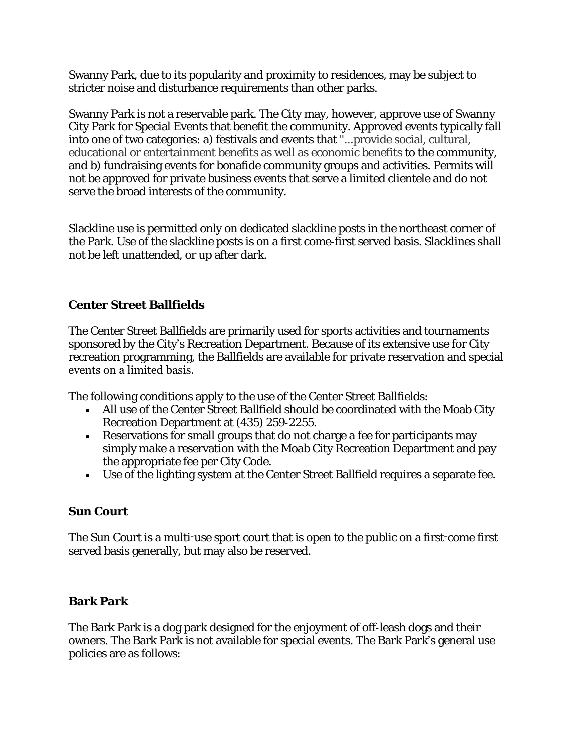Swanny Park, due to its popularity and proximity to residences, may be subject to stricter noise and disturbance requirements than other parks.

Swanny Park is not a reservable park. The City may, however, approve use of Swanny City Park for Special Events that benefit the community. Approved events typically fall into one of two categories: a) festivals and events that "...provide social, cultural, educational or entertainment benefits as well as economic benefits to the community, and b) fundraising events for bonafide community groups and activities. Permits will not be approved for private business events that serve a limited clientele and do not serve the broad interests of the community.

Slackline use is permitted only on dedicated slackline posts in the northeast corner of the Park. Use of the slackline posts is on a first come-first served basis. Slacklines shall not be left unattended, or up after dark.

### Center Street Ballfields

The Center Street Ballfields are primarily used for sports activities and tournaments sponsored by the City's Recreation Department. Because of its extensive use for City recreation programming, the Ballfields are available for private reservation and special events on a limited basis.

The following conditions apply to the use of the Center Street Ballfields:

- All use of the Center Street Ballfield should be coordinated with the Moab City Recreation Department at (435) 259-2255.
- Reservations for small groups that do not charge a fee for participants may simply make a reservation with the Moab City Recreation Department and pay the appropriate fee per City Code.
- Use of the lighting system at the Center Street Ballfield requires a separate fee.

### Sun Court

The Sun Court is a multi-use sport court that is open to the public on a first-come first served basis generally, but may also be reserved.

### Bark Park

The Bark Park is a dog park designed for the enjoyment of off-leash dogs and their owners. The Bark Park is not available for special events. The Bark Park's general use policies are as follows: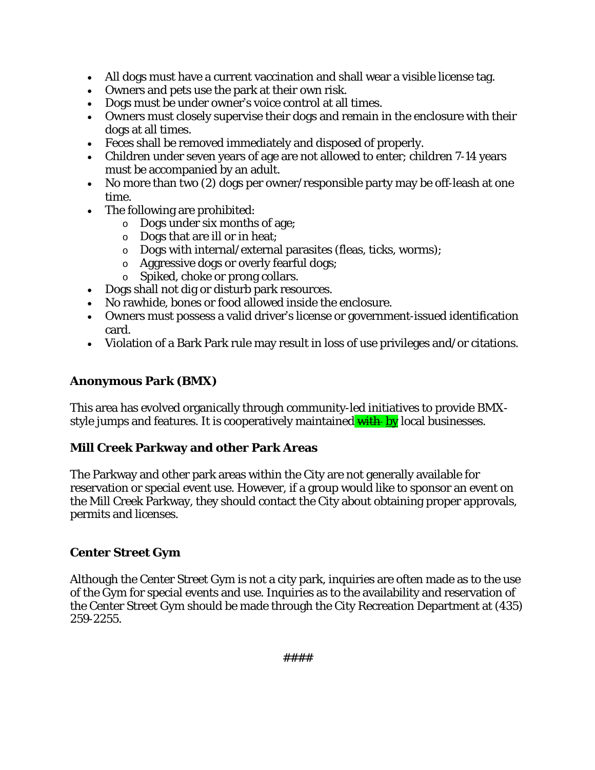- All dogs must have a current vaccination and shall wear a visible license tag.
- Owners and pets use the park at their own risk.
- Dogs must be under owner's voice control at all times.
- Owners must closely supervise their dogs and remain in the enclosure with their dogs at all times.
- Feces shall be removed immediately and disposed of properly.
- Children under seven years of age are not allowed to enter; children 7-14 years must be accompanied by an adult.
- No more than two (2) dogs per owner/responsible party may be off-leash at one time.
- The following are prohibited:
  - Dogs under six months of age;
  - Dogs that are ill or in heat;
  - Dogs with internal/external parasites (fleas, ticks, worms);
  - Aggressive dogs or overly fearful dogs;
  - Spiked, choke or prong collars.
- Dogs shall not dig or disturb park resources.
- No rawhide, bones or food allowed inside the enclosure.
- Owners must possess a valid driver's license or government-issued identification card.
- Violation of a Bark Park rule may result in loss of use privileges and/or citations.

**Anonymous Park (BMX)**

This area has evolved organically through community-led initiatives to provide BMX-style jumps and features. It is cooperatively maintained ~~with~~ by local businesses.

**Mill Creek Parkway and other Park Areas**

The Parkway and other park areas within the City are not generally available for reservation or special event use. However, if a group would like to sponsor an event on the Mill Creek Parkway, they should contact the City about obtaining proper approvals, permits and licenses.

**Center Street Gym**

Although the Center Street Gym is not a city park, inquiries are often made as to the use of the Gym for special events and use. Inquiries as to the availability and reservation of the Center Street Gym should be made through the City Recreation Department at (435) 259-2255.

####